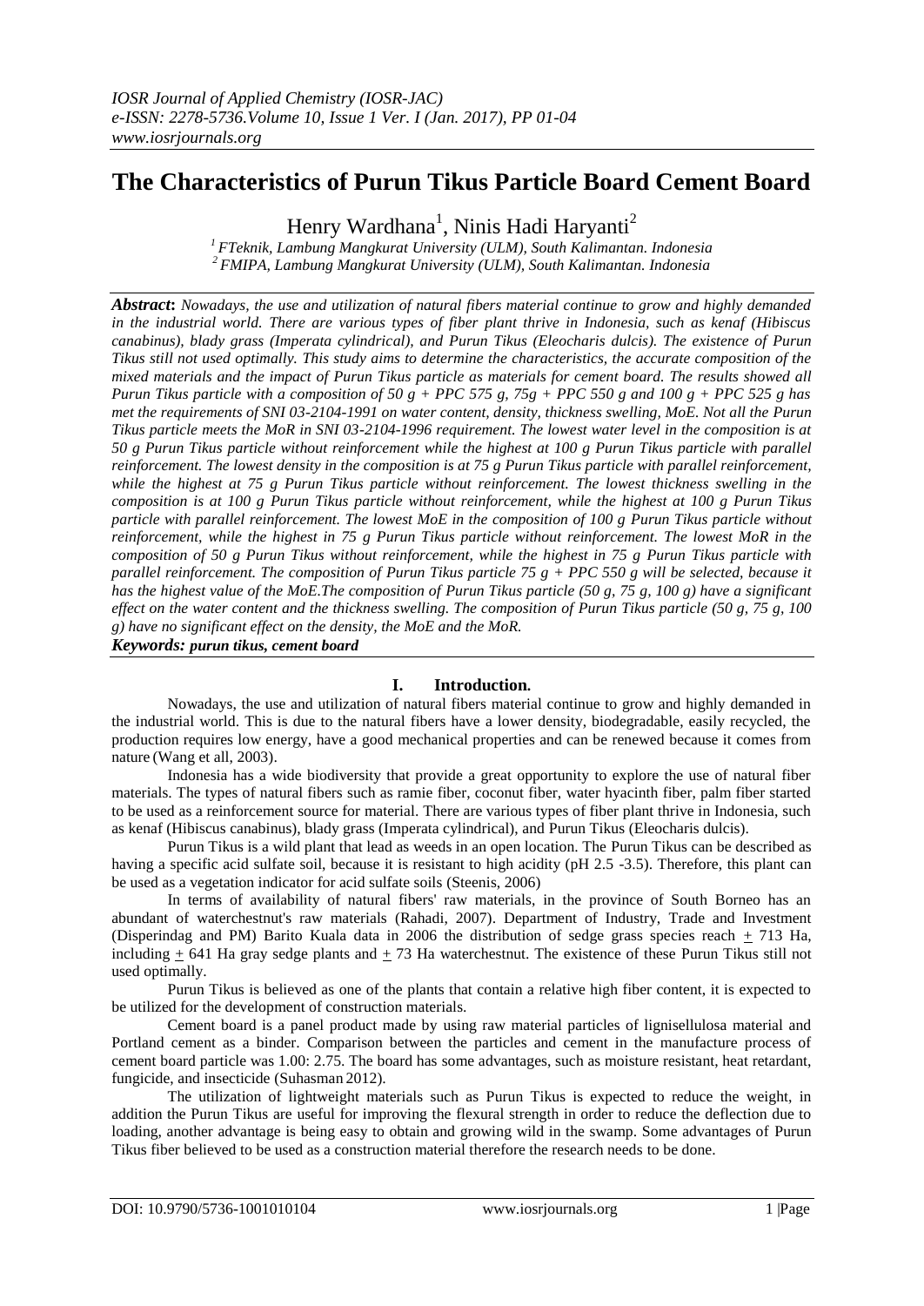# The Characteristics of Purun Tikus Particle Board Cement Board

Henry Wardhana[1], Ninis Hadi Haryanti[2]

[1] FTeknik, Lambung Mangkurat University (ULM), South Kalimantan. Indonesia
[2] FMIPA, Lambung Mangkurat University (ULM), South Kalimantan. Indonesia

***Abstract*:** *Nowadays, the use and utilization of natural fibers material continue to grow and highly demanded in the industrial world. There are various types of fiber plant thrive in Indonesia, such as kenaf (Hibiscus canabinus), blady grass (Imperata cylindrical), and Purun Tikus (Eleocharis dulcis). The existence of Purun Tikus still not used optimally. This study aims to determine the characteristics, the accurate composition of the mixed materials and the impact of Purun Tikus particle as materials for cement board. The results showed all Purun Tikus particle with a composition of 50 g + PPC 575 g, 75g + PPC 550 g and 100 g + PPC 525 g has met the requirements of SNI 03-2104-1991 on water content, density, thickness swelling, MoE. Not all the Purun Tikus particle meets the MoR in SNI 03-2104-1996 requirement. The lowest water level in the composition is at 50 g Purun Tikus particle without reinforcement while the highest at 100 g Purun Tikus particle with parallel reinforcement. The lowest density in the composition is at 75 g Purun Tikus particle with parallel reinforcement, while the highest at 75 g Purun Tikus particle without reinforcement. The lowest thickness swelling in the composition is at 100 g Purun Tikus particle without reinforcement, while the highest at 100 g Purun Tikus particle with parallel reinforcement. The lowest MoE in the composition of 100 g Purun Tikus particle without reinforcement, while the highest in 75 g Purun Tikus particle without reinforcement. The lowest MoR in the composition of 50 g Purun Tikus without reinforcement, while the highest in 75 g Purun Tikus particle with parallel reinforcement. The composition of Purun Tikus particle 75 g + PPC 550 g will be selected, because it has the highest value of the MoE.The composition of Purun Tikus particle (50 g, 75 g, 100 g) have a significant effect on the water content and the thickness swelling. The composition of Purun Tikus particle (50 g, 75 g, 100 g) have no significant effect on the density, the MoE and the MoR.*

***Keywords:** purun tikus, cement board*

## I. Introduction.

Nowadays, the use and utilization of natural fibers material continue to grow and highly demanded in the industrial world. This is due to the natural fibers have a lower density, biodegradable, easily recycled, the production requires low energy, have a good mechanical properties and can be renewed because it comes from nature (Wang et all, 2003).

Indonesia has a wide biodiversity that provide a great opportunity to explore the use of natural fiber materials. The types of natural fibers such as ramie fiber, coconut fiber, water hyacinth fiber, palm fiber started to be used as a reinforcement source for material. There are various types of fiber plant thrive in Indonesia, such as kenaf (Hibiscus canabinus), blady grass (Imperata cylindrical), and Purun Tikus (Eleocharis dulcis).

Purun Tikus is a wild plant that lead as weeds in an open location. The Purun Tikus can be described as having a specific acid sulfate soil, because it is resistant to high acidity (pH 2.5 -3.5). Therefore, this plant can be used as a vegetation indicator for acid sulfate soils (Steenis, 2006)

In terms of availability of natural fibers' raw materials, in the province of South Borneo has an abundant of waterchestnut's raw materials (Rahadi, 2007). Department of Industry, Trade and Investment (Disperindag and PM) Barito Kuala data in 2006 the distribution of sedge grass species reach ± 713 Ha, including ± 641 Ha gray sedge plants and ± 73 Ha waterchestnut. The existence of these Purun Tikus still not used optimally.

Purun Tikus is believed as one of the plants that contain a relative high fiber content, it is expected to be utilized for the development of construction materials.

Cement board is a panel product made by using raw material particles of lignisellulosa material and Portland cement as a binder. Comparison between the particles and cement in the manufacture process of cement board particle was 1.00: 2.75. The board has some advantages, such as moisture resistant, heat retardant, fungicide, and insecticide (Suhasman 2012).

The utilization of lightweight materials such as Purun Tikus is expected to reduce the weight, in addition the Purun Tikus are useful for improving the flexural strength in order to reduce the deflection due to loading, another advantage is being easy to obtain and growing wild in the swamp. Some advantages of Purun Tikus fiber believed to be used as a construction material therefore the research needs to be done.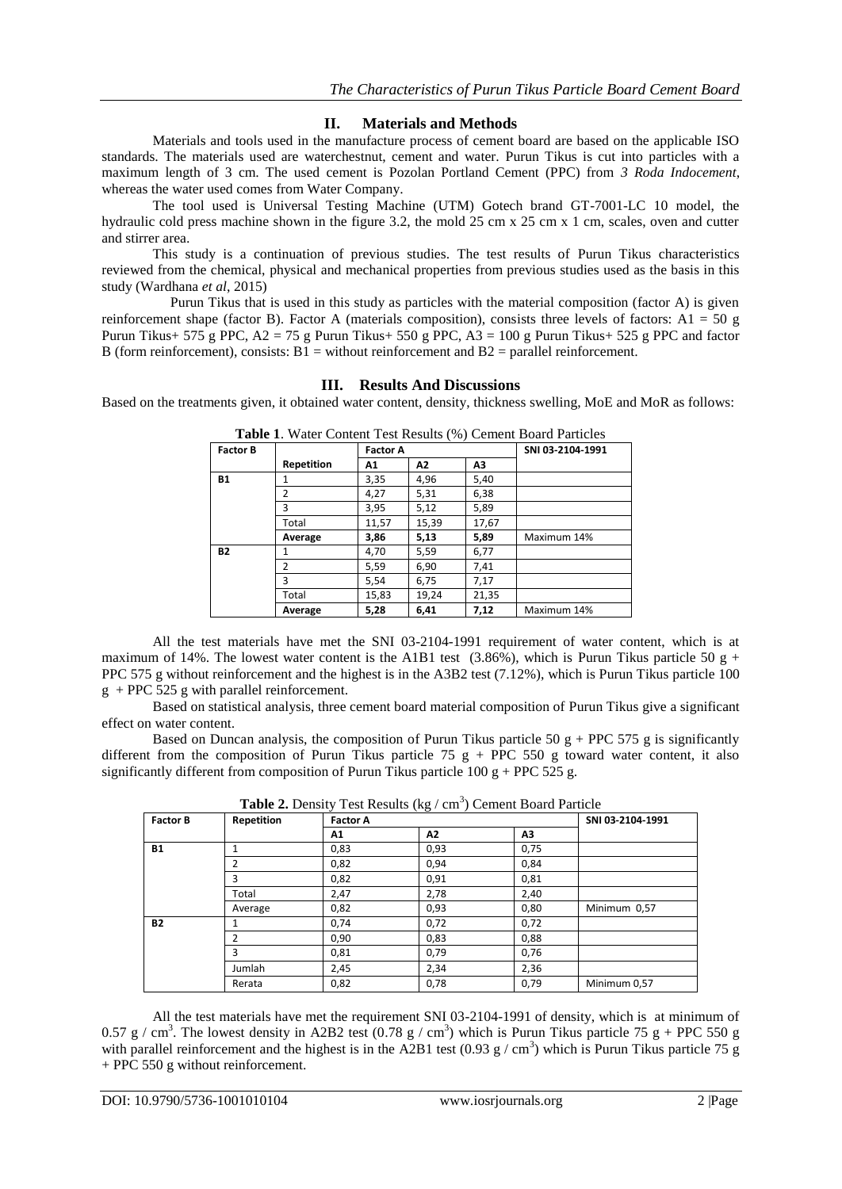## II. Materials and Methods

Materials and tools used in the manufacture process of cement board are based on the applicable ISO standards. The materials used are waterchestnut, cement and water. Purun Tikus is cut into particles with a maximum length of 3 cm. The used cement is Pozolan Portland Cement (PPC) from *3 Roda Indocement*, whereas the water used comes from Water Company.

The tool used is Universal Testing Machine (UTM) Gotech brand GT-7001-LC 10 model, the hydraulic cold press machine shown in the figure 3.2, the mold 25 cm x 25 cm x 1 cm, scales, oven and cutter and stirrer area.

This study is a continuation of previous studies. The test results of Purun Tikus characteristics reviewed from the chemical, physical and mechanical properties from previous studies used as the basis in this study (Wardhana *et al*, 2015)

Purun Tikus that is used in this study as particles with the material composition (factor A) is given reinforcement shape (factor B). Factor A (materials composition), consists three levels of factors: A1 = 50 g Purun Tikus+ 575 g PPC, A2 = 75 g Purun Tikus+ 550 g PPC, A3 = 100 g Purun Tikus+ 525 g PPC and factor B (form reinforcement), consists: B1 = without reinforcement and B2 = parallel reinforcement.

## III. Results And Discussions

Based on the treatments given, it obtained water content, density, thickness swelling, MoE and MoR as follows:

**Table 1**. Water Content Test Results (%) Cement Board Particles

| **Factor B** | | **Factor A** | | | **SNI 03-2104-1991** |
|---|---|---|---|---|---|
| | **Repetition** | **A1** | **A2** | **A3** | |
| **B1** | 1 | 3,35 | 4,96 | 5,40 | |
| | 2 | 4,27 | 5,31 | 6,38 | |
| | 3 | 3,95 | 5,12 | 5,89 | |
| | Total | 11,57 | 15,39 | 17,67 | |
| | **Average** | **3,86** | **5,13** | **5,89** | Maximum 14% |
| **B2** | 1 | 4,70 | 5,59 | 6,77 | |
| | 2 | 5,59 | 6,90 | 7,41 | |
| | 3 | 5,54 | 6,75 | 7,17 | |
| | Total | 15,83 | 19,24 | 21,35 | |
| | **Average** | **5,28** | **6,41** | **7,12** | Maximum 14% |

All the test materials have met the SNI 03-2104-1991 requirement of water content, which is at maximum of 14%. The lowest water content is the A1B1 test (3.86%), which is Purun Tikus particle 50 g + PPC 575 g without reinforcement and the highest is in the A3B2 test (7.12%), which is Purun Tikus particle 100 g + PPC 525 g with parallel reinforcement.

Based on statistical analysis, three cement board material composition of Purun Tikus give a significant effect on water content.

Based on Duncan analysis, the composition of Purun Tikus particle 50 g + PPC 575 g is significantly different from the composition of Purun Tikus particle 75 g + PPC 550 g toward water content, it also significantly different from composition of Purun Tikus particle 100 g + PPC 525 g.

**Table 2.** Density Test Results (kg / cm$^3$) Cement Board Particle

| **Factor B** | **Repetition** | **Factor A** | | | **SNI 03-2104-1991** |
|---|---|---|---|---|---|
| | | **A1** | **A2** | **A3** | |
| **B1** | 1 | 0,83 | 0,93 | 0,75 | |
| | 2 | 0,82 | 0,94 | 0,84 | |
| | 3 | 0,82 | 0,91 | 0,81 | |
| | Total | 2,47 | 2,78 | 2,40 | |
| | Average | 0,82 | 0,93 | 0,80 | Minimum 0,57 |
| **B2** | 1 | 0,74 | 0,72 | 0,72 | |
| | 2 | 0,90 | 0,83 | 0,88 | |
| | 3 | 0,81 | 0,79 | 0,76 | |
| | Jumlah | 2,45 | 2,34 | 2,36 | |
| | Rerata | 0,82 | 0,78 | 0,79 | Minimum 0,57 |

All the test materials have met the requirement SNI 03-2104-1991 of density, which is at minimum of 0.57 g / cm$^3$. The lowest density in A2B2 test (0.78 g / cm$^3$) which is Purun Tikus particle 75 g + PPC 550 g with parallel reinforcement and the highest is in the A2B1 test (0.93 g / cm$^3$) which is Purun Tikus particle 75 g + PPC 550 g without reinforcement.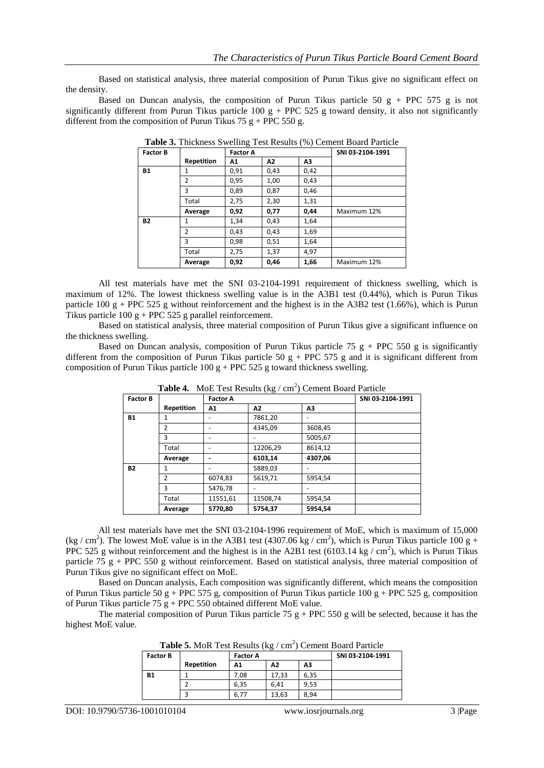Based on statistical analysis, three material composition of Purun Tikus give no significant effect on the density.

Based on Duncan analysis, the composition of Purun Tikus particle 50 g + PPC 575 g is not significantly different from Purun Tikus particle 100 g + PPC 525 g toward density, it also not significantly different from the composition of Purun Tikus 75 g + PPC 550 g.

**Table 3.** Thickness Swelling Test Results (%) Cement Board Particle

| Factor B | | Factor A | | | SNI 03-2104-1991 |
|---|---|---|---|---|---|
| | **Repetition** | **A1** | **A2** | **A3** | |
| **B1** | 1 | 0,91 | 0,43 | 0,42 | |
| | 2 | 0,95 | 1,00 | 0,43 | |
| | 3 | 0,89 | 0,87 | 0,46 | |
| | Total | 2,75 | 2,30 | 1,31 | |
| | **Average** | **0,92** | **0,77** | **0,44** | Maximum 12% |
| **B2** | 1 | 1,34 | 0,43 | 1,64 | |
| | 2 | 0,43 | 0,43 | 1,69 | |
| | 3 | 0,98 | 0,51 | 1,64 | |
| | Total | 2,75 | 1,37 | 4,97 | |
| | **Average** | **0,92** | **0,46** | **1,66** | Maximum 12% |

All test materials have met the SNI 03-2104-1991 requirement of thickness swelling, which is maximum of 12%. The lowest thickness swelling value is in the A3B1 test (0.44%), which is Purun Tikus particle 100 g + PPC 525 g without reinforcement and the highest is in the A3B2 test (1.66%), which is Purun Tikus particle 100 g + PPC 525 g parallel reinforcement.

Based on statistical analysis, three material composition of Purun Tikus give a significant influence on the thickness swelling.

Based on Duncan analysis, composition of Purun Tikus particle 75 g + PPC 550 g is significantly different from the composition of Purun Tikus particle 50 g + PPC 575 g and it is significant different from composition of Purun Tikus particle 100 g + PPC 525 g toward thickness swelling.

**Table 4.** MoE Test Results (kg / cm$^2$) Cement Board Particle

| Factor B | | Factor A | | | SNI 03-2104-1991 |
|---|---|---|---|---|---|
| | **Repetition** | **A1** | **A2** | **A3** | |
| **B1** | 1 | - | 7861,20 | - | |
| | 2 | - | 4345,09 | 3608,45 | |
| | 3 | - | - | 5005,67 | |
| | Total | - | 12206,29 | 8614,12 | |
| | **Average** | **-** | **6103,14** | **4307,06** | |
| **B2** | 1 | - | 5889,03 | - | |
| | 2 | 6074,83 | 5619,71 | 5954,54 | |
| | 3 | 5476,78 | - | - | |
| | Total | 11551,61 | 11508,74 | 5954,54 | |
| | **Average** | **5770,80** | **5754,37** | **5954,54** | |

All test materials have met the SNI 03-2104-1996 requirement of MoE, which is maximum of 15,000 (kg / cm$^2$). The lowest MoE value is in the A3B1 test (4307.06 kg / cm$^2$), which is Purun Tikus particle 100 g + PPC 525 g without reinforcement and the highest is in the A2B1 test (6103.14 kg / cm$^2$), which is Purun Tikus particle 75 g + PPC 550 g without reinforcement. Based on statistical analysis, three material composition of Purun Tikus give no significant effect on MoE.

Based on Duncan analysis, Each composition was significantly different, which means the composition of Purun Tikus particle 50 g + PPC 575 g, composition of Purun Tikus particle 100 g + PPC 525 g, composition of Purun Tikus particle 75 g + PPC 550 obtained different MoE value.

The material composition of Purun Tikus particle 75 g + PPC 550 g will be selected, because it has the highest MoE value.

**Table 5.** MoR Test Results (kg / cm$^2$) Cement Board Particle

| Factor B | | Factor A | | | SNI 03-2104-1991 |
|---|---|---|---|---|---|
| | **Repetition** | **A1** | **A2** | **A3** | |
| **B1** | 1 | 7,08 | 17,33 | 6,35 | |
| | 2 | 6,35 | 6,41 | 9,53 | |
| | 3 | 6,77 | 13,63 | 8,94 | |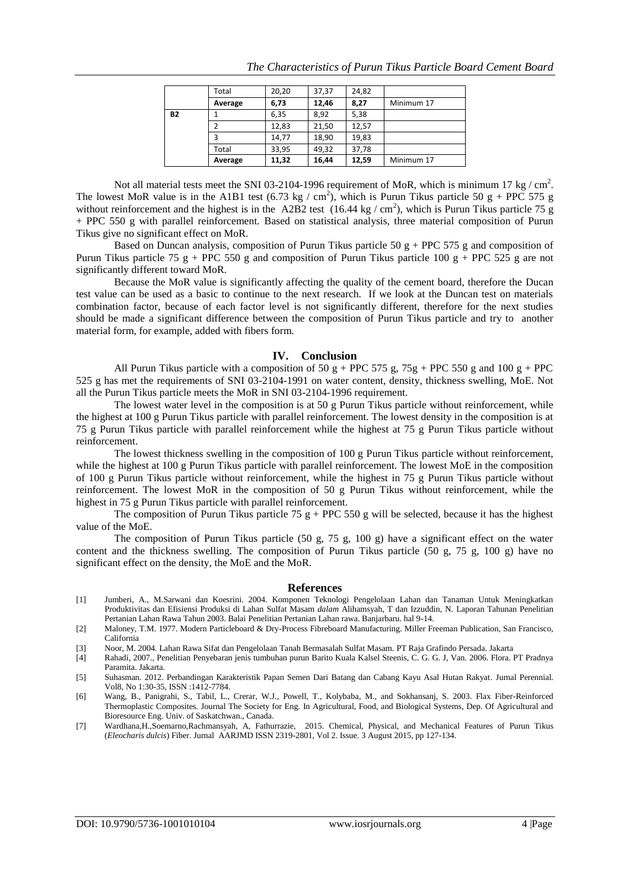| | | | | | |
|---|---|---|---|---|---|
| | Total | 20,20 | 37,37 | 24,82 | |
| | **Average** | **6,73** | **12,46** | **8,27** | Minimum 17 |
| **B2** | 1 | 6,35 | 8,92 | 5,38 | |
| | 2 | 12,83 | 21,50 | 12,57 | |
| | 3 | 14,77 | 18,90 | 19,83 | |
| | Total | 33,95 | 49,32 | 37,78 | |
| | **Average** | **11,32** | **16,44** | **12,59** | Minimum 17 |

Not all material tests meet the SNI 03-2104-1996 requirement of MoR, which is minimum 17 kg / cm$^2$. The lowest MoR value is in the A1B1 test (6.73 kg / cm$^2$), which is Purun Tikus particle 50 g + PPC 575 g without reinforcement and the highest is in the A2B2 test (16.44 kg / cm$^2$), which is Purun Tikus particle 75 g + PPC 550 g with parallel reinforcement. Based on statistical analysis, three material composition of Purun Tikus give no significant effect on MoR.

Based on Duncan analysis, composition of Purun Tikus particle 50 g + PPC 575 g and composition of Purun Tikus particle 75 g + PPC 550 g and composition of Purun Tikus particle 100 g + PPC 525 g are not significantly different toward MoR.

Because the MoR value is significantly affecting the quality of the cement board, therefore the Ducan test value can be used as a basic to continue to the next research. If we look at the Duncan test on materials combination factor, because of each factor level is not significantly different, therefore for the next studies should be made a significant difference between the composition of Purun Tikus particle and try to another material form, for example, added with fibers form.

## IV. Conclusion

All Purun Tikus particle with a composition of 50 g + PPC 575 g, 75g + PPC 550 g and 100 g + PPC 525 g has met the requirements of SNI 03-2104-1991 on water content, density, thickness swelling, MoE. Not all the Purun Tikus particle meets the MoR in SNI 03-2104-1996 requirement.

The lowest water level in the composition is at 50 g Purun Tikus particle without reinforcement, while the highest at 100 g Purun Tikus particle with parallel reinforcement. The lowest density in the composition is at 75 g Purun Tikus particle with parallel reinforcement while the highest at 75 g Purun Tikus particle without reinforcement.

The lowest thickness swelling in the composition of 100 g Purun Tikus particle without reinforcement, while the highest at 100 g Purun Tikus particle with parallel reinforcement. The lowest MoE in the composition of 100 g Purun Tikus particle without reinforcement, while the highest in 75 g Purun Tikus particle without reinforcement. The lowest MoR in the composition of 50 g Purun Tikus without reinforcement, while the highest in 75 g Purun Tikus particle with parallel reinforcement.

The composition of Purun Tikus particle 75 g + PPC 550 g will be selected, because it has the highest value of the MoE.

The composition of Purun Tikus particle (50 g, 75 g, 100 g) have a significant effect on the water content and the thickness swelling. The composition of Purun Tikus particle (50 g, 75 g, 100 g) have no significant effect on the density, the MoE and the MoR.

## References

[1] Jumberi, A., M.Sarwani dan Koesrini. 2004. Komponen Teknologi Pengelolaan Lahan dan Tanaman Untuk Meningkatkan Produktivitas dan Efisiensi Produksi di Lahan Sulfat Masam *dalam* Alihamsyah, T dan Izzuddin, N. Laporan Tahunan Penelitian Pertanian Lahan Rawa Tahun 2003. Balai Penelitian Pertanian Lahan rawa. Banjarbaru. hal 9-14.

[2] Maloney, T.M. 1977. Modern Particleboard & Dry-Process Fibreboard Manufacturing. Miller Freeman Publication, San Francisco, California

[3] Noor, M. 2004. Lahan Rawa Sifat dan Pengelolaan Tanah Bermasalah Sulfat Masam. PT Raja Grafindo Persada. Jakarta

[4] Rahadi, 2007., Penelitian Penyebaran jenis tumbuhan purun Barito Kuala Kalsel Steenis, C. G. G. J, Van. 2006. Flora. PT Pradnya Paramita. Jakarta.

[5] Suhasman. 2012. Perbandingan Karakteristik Papan Semen Dari Batang dan Cabang Kayu Asal Hutan Rakyat. Jurnal Perennial. Vol8, No 1:30-35, ISSN :1412-7784.

[6] Wang, B., Panigrahi, S., Tabil, L., Crerar, W.J., Powell, T., Kolybaba, M., and Sokhansanj, S. 2003. Flax Fiber-Reinforced Thermoplastic Composites. Journal The Society for Eng. In Agricultural, Food, and Biological Systems, Dep. Of Agricultural and Bioresource Eng. Univ. of Saskatchwan., Canada.

[7] Wardhana,H.,Soemarno,Rachmansyah, A, Fathurrazie, 2015. Chemical, Physical, and Mechanical Features of Purun Tikus (*Eleocharis dulcis*) Fiber. Jurnal AARJMD ISSN 2319-2801, Vol 2. Issue. 3 August 2015, pp 127-134.